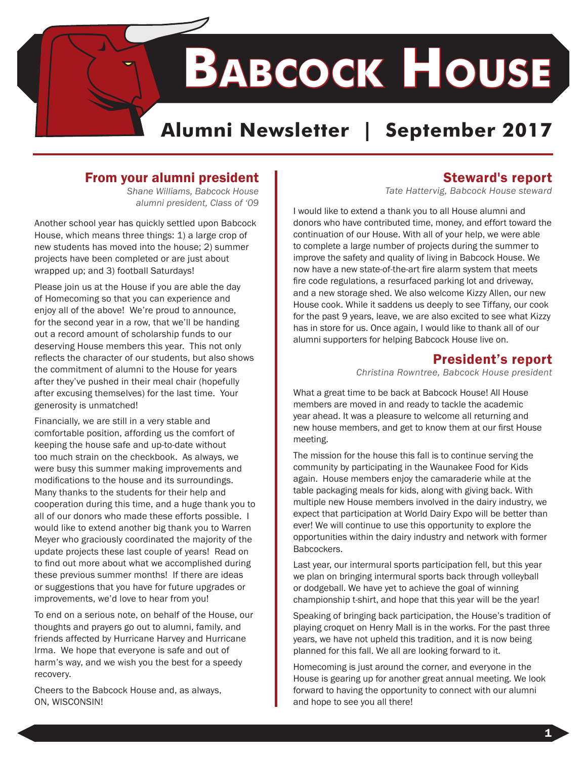# Babcock House

## Alumni Newsletter | September 2017

## From your alumni president

*Shane Williams, Babcock House alumni president, Class of '09*

Another school year has quickly settled upon Babcock House, which means three things: 1) a large crop of new students has moved into the house; 2) summer projects have been completed or are just about wrapped up; and 3) football Saturdays!

Please join us at the House if you are able the day of Homecoming so that you can experience and enjoy all of the above! We're proud to announce, for the second year in a row, that we'll be handing out a record amount of scholarship funds to our deserving House members this year. This not only reflects the character of our students, but also shows the commitment of alumni to the House for years after they've pushed in their meal chair (hopefully after excusing themselves) for the last time. Your generosity is unmatched!

Financially, we are still in a very stable and comfortable position, affording us the comfort of keeping the house safe and up-to-date without too much strain on the checkbook. As always, we were busy this summer making improvements and modifications to the house and its surroundings. Many thanks to the students for their help and cooperation during this time, and a huge thank you to all of our donors who made these efforts possible. I would like to extend another big thank you to Warren Meyer who graciously coordinated the majority of the update projects these last couple of years! Read on to find out more about what we accomplished during these previous summer months! If there are ideas or suggestions that you have for future upgrades or improvements, we'd love to hear from you!

To end on a serious note, on behalf of the House, our thoughts and prayers go out to alumni, family, and friends affected by Hurricane Harvey and Hurricane Irma. We hope that everyone is safe and out of harm's way, and we wish you the best for a speedy recovery.

Cheers to the Babcock House and, as always, ON, WISCONSIN!

## Steward's report

*Tate Hattervig, Babcock House steward*

I would like to extend a thank you to all House alumni and donors who have contributed time, money, and effort toward the continuation of our House. With all of your help, we were able to complete a large number of projects during the summer to improve the safety and quality of living in Babcock House. We now have a new state-of-the-art fire alarm system that meets fire code regulations, a resurfaced parking lot and driveway, and a new storage shed. We also welcome Kizzy Allen, our new House cook. While it saddens us deeply to see Tiffany, our cook for the past 9 years, leave, we are also excited to see what Kizzy has in store for us. Once again, I would like to thank all of our alumni supporters for helping Babcock House live on.

## President's report

*Christina Rowntree, Babcock House president*

What a great time to be back at Babcock House! All House members are moved in and ready to tackle the academic year ahead. It was a pleasure to welcome all returning and new house members, and get to know them at our first House meeting.

The mission for the house this fall is to continue serving the community by participating in the Waunakee Food for Kids again. House members enjoy the camaraderie while at the table packaging meals for kids, along with giving back. With multiple new House members involved in the dairy industry, we expect that participation at World Dairy Expo will be better than ever! We will continue to use this opportunity to explore the opportunities within the dairy industry and network with former Babcockers.

Last year, our intermural sports participation fell, but this year we plan on bringing intermural sports back through volleyball or dodgeball. We have yet to achieve the goal of winning championship t-shirt, and hope that this year will be the year!

Speaking of bringing back participation, the House's tradition of playing croquet on Henry Mall is in the works. For the past three years, we have not upheld this tradition, and it is now being planned for this fall. We all are looking forward to it.

Homecoming is just around the corner, and everyone in the House is gearing up for another great annual meeting. We look forward to having the opportunity to connect with our alumni and hope to see you all there!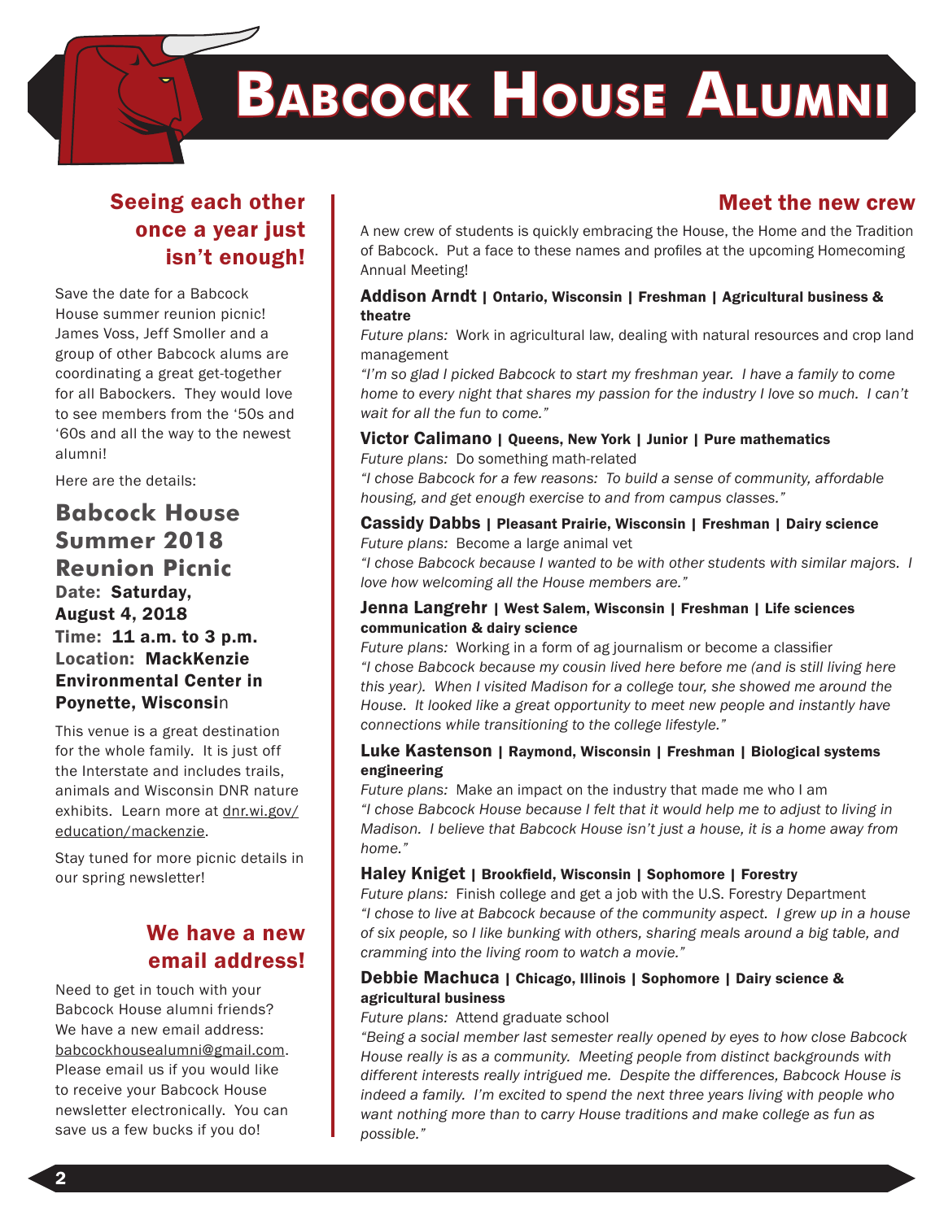# Babcock House Alumni

## Seeing each other once a year just isn't enough!

Save the date for a Babcock House summer reunion picnic! James Voss, Jeff Smoller and a group of other Babcock alums are coordinating a great get-together for all Babockers. They would love to see members from the '50s and '60s and all the way to the newest alumni!

Here are the details:

### Babcock House Summer 2018 Reunion Picnic

**Date: Saturday, August 4, 2018**
**Time: 11 a.m. to 3 p.m.**
**Location: MackKenzie Environmental Center in Poynette, Wisconsin**

This venue is a great destination for the whole family. It is just off the Interstate and includes trails, animals and Wisconsin DNR nature exhibits. Learn more at dnr.wi.gov/education/mackenzie.

Stay tuned for more picnic details in our spring newsletter!

## We have a new email address!

Need to get in touch with your Babcock House alumni friends? We have a new email address: babcockhousealumni@gmail.com. Please email us if you would like to receive your Babcock House newsletter electronically. You can save us a few bucks if you do!

## Meet the new crew

A new crew of students is quickly embracing the House, the Home and the Tradition of Babcock. Put a face to these names and profiles at the upcoming Homecoming Annual Meeting!

**Addison Arndt | Ontario, Wisconsin | Freshman | Agricultural business & theatre**
*Future plans:* Work in agricultural law, dealing with natural resources and crop land management
*"I'm so glad I picked Babcock to start my freshman year. I have a family to come home to every night that shares my passion for the industry I love so much. I can't wait for all the fun to come."*

**Victor Calimano | Queens, New York | Junior | Pure mathematics**
*Future plans:* Do something math-related
*"I chose Babcock for a few reasons: To build a sense of community, affordable housing, and get enough exercise to and from campus classes."*

**Cassidy Dabbs | Pleasant Prairie, Wisconsin | Freshman | Dairy science**
*Future plans:* Become a large animal vet
*"I chose Babcock because I wanted to be with other students with similar majors. I love how welcoming all the House members are."*

**Jenna Langrehr | West Salem, Wisconsin | Freshman | Life sciences communication & dairy science**
*Future plans:* Working in a form of ag journalism or become a classifier
*"I chose Babcock because my cousin lived here before me (and is still living here this year). When I visited Madison for a college tour, she showed me around the House. It looked like a great opportunity to meet new people and instantly have connections while transitioning to the college lifestyle."*

**Luke Kastenson | Raymond, Wisconsin | Freshman | Biological systems engineering**
*Future plans:* Make an impact on the industry that made me who I am
*"I chose Babcock House because I felt that it would help me to adjust to living in Madison. I believe that Babcock House isn't just a house, it is a home away from home."*

**Haley Kniget | Brookfield, Wisconsin | Sophomore | Forestry**
*Future plans:* Finish college and get a job with the U.S. Forestry Department
*"I chose to live at Babcock because of the community aspect. I grew up in a house of six people, so I like bunking with others, sharing meals around a big table, and cramming into the living room to watch a movie."*

**Debbie Machuca | Chicago, Illinois | Sophomore | Dairy science & agricultural business**
*Future plans:* Attend graduate school
*"Being a social member last semester really opened by eyes to how close Babcock House really is as a community. Meeting people from distinct backgrounds with different interests really intrigued me. Despite the differences, Babcock House is indeed a family. I'm excited to spend the next three years living with people who want nothing more than to carry House traditions and make college as fun as possible."*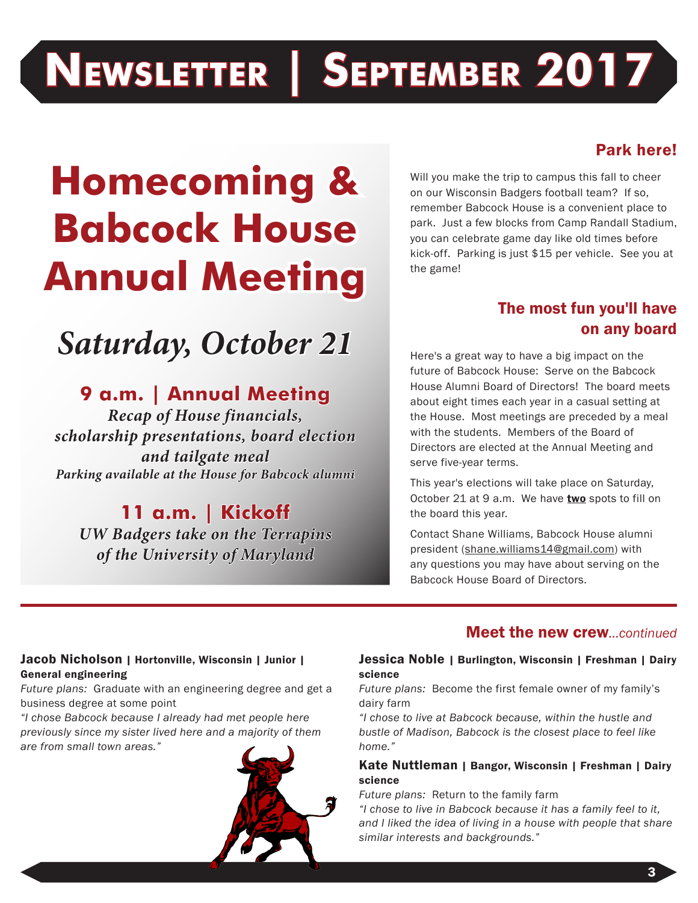# Newsletter | September 2017

## Homecoming & Babcock House Annual Meeting

### *Saturday, October 21*

**9 a.m. | Annual Meeting**

*Recap of House financials, scholarship presentations, board election and tailgate meal*

*Parking available at the House for Babcock alumni*

**11 a.m. | Kickoff**

*UW Badgers take on the Terrapins of the University of Maryland*

## Park here!

Will you make the trip to campus this fall to cheer on our Wisconsin Badgers football team? If so, remember Babcock House is a convenient place to park. Just a few blocks from Camp Randall Stadium, you can celebrate game day like old times before kick-off. Parking is just $15 per vehicle. See you at the game!

## The most fun you'll have on any board

Here's a great way to have a big impact on the future of Babcock House: Serve on the Babcock House Alumni Board of Directors! The board meets about eight times each year in a casual setting at the House. Most meetings are preceded by a meal with the students. Members of the Board of Directors are elected at the Annual Meeting and serve five-year terms.

This year's elections will take place on Saturday, October 21 at 9 a.m. We have **two** spots to fill on the board this year.

Contact Shane Williams, Babcock House alumni president (shane.williams14@gmail.com) with any questions you may have about serving on the Babcock House Board of Directors.

## Meet the new crew*...continued*

**Jacob Nicholson | Hortonville, Wisconsin | Junior | General engineering**

*Future plans:* Graduate with an engineering degree and get a business degree at some point

*"I chose Babcock because I already had met people here previously since my sister lived here and a majority of them are from small town areas."*

**Jessica Noble | Burlington, Wisconsin | Freshman | Dairy science**

*Future plans:* Become the first female owner of my family's dairy farm

*"I chose to live at Babcock because, within the hustle and bustle of Madison, Babcock is the closest place to feel like home."*

**Kate Nuttleman | Bangor, Wisconsin | Freshman | Dairy science**

*Future plans:* Return to the family farm

*"I chose to live in Babcock because it has a family feel to it, and I liked the idea of living in a house with people that share similar interests and backgrounds."*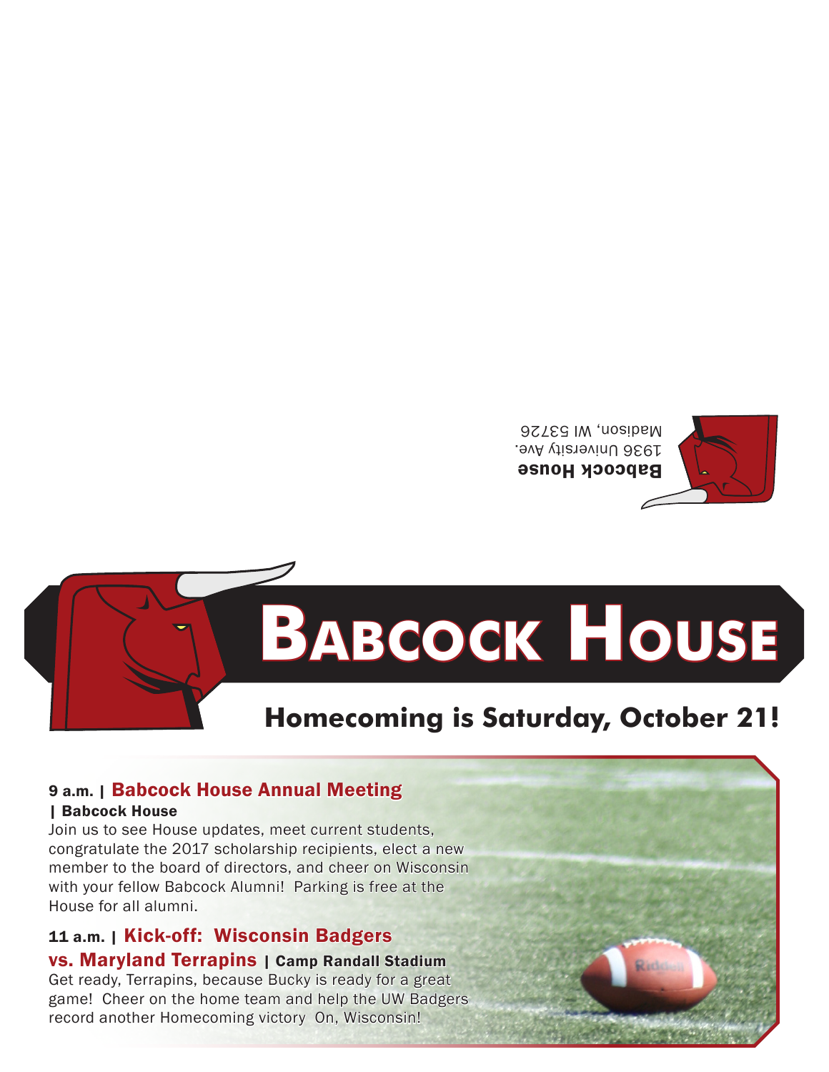**Babcock House**
1936 University Ave.
Madison, WI 53726

# Babcock House

## Homecoming is Saturday, October 21!

**9 a.m. | Babcock House Annual Meeting | Babcock House**

Join us to see House updates, meet current students, congratulate the 2017 scholarship recipients, elect a new member to the board of directors, and cheer on Wisconsin with your fellow Babcock Alumni! Parking is free at the House for all alumni.

**11 a.m. | Kick-off: Wisconsin Badgers vs. Maryland Terrapins | Camp Randall Stadium**

Get ready, Terrapins, because Bucky is ready for a great game! Cheer on the home team and help the UW Badgers record another Homecoming victory On, Wisconsin!